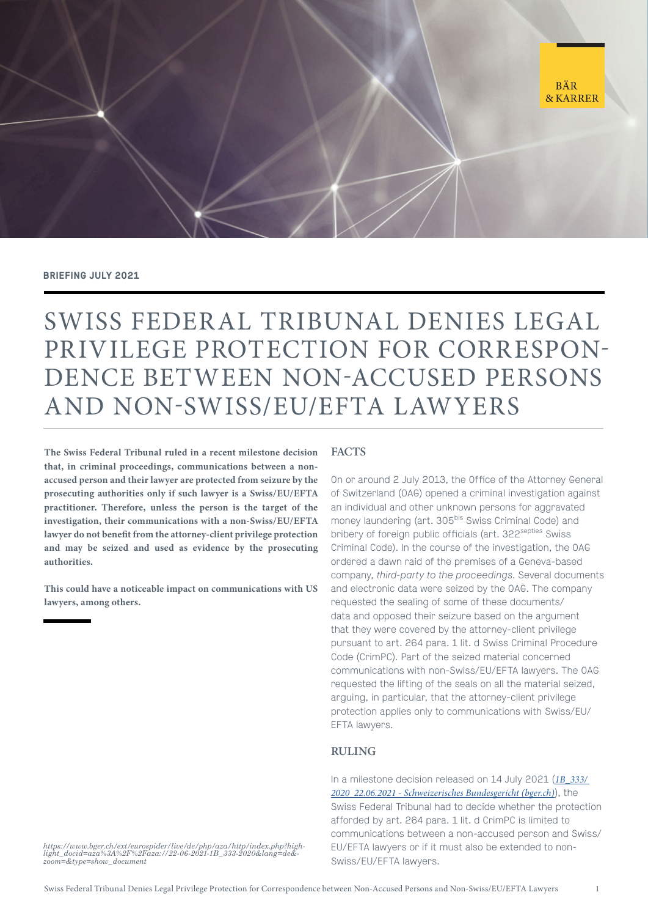BRIEFING JULY 2021

# SWISS FEDERAL TRIBUNAL DENIES LEGAL PRIVILEGE PROTECTION FOR CORRESPONDENCE BETWEEN NON-ACCUSED PERSONS AND NON-SWISS/EU/EFTA LAWYERS

**The Swiss Federal Tribunal ruled in a recent milestone decision that, in criminal proceedings, communications between a non-accused person and their lawyer are protected from seizure by the prosecuting authorities only if such lawyer is a Swiss/EU/EFTA practitioner. Therefore, unless the person is the target of the investigation, their communications with a non-Swiss/EU/EFTA lawyer do not benefit from the attorney-client privilege protection and may be seized and used as evidence by the prosecuting authorities.**

**This could have a noticeable impact on communications with US lawyers, among others.**

## FACTS

On or around 2 July 2013, the Office of the Attorney General of Switzerland (OAG) opened a criminal investigation against an individual and other unknown persons for aggravated money laundering (art. 305^bis Swiss Criminal Code) and bribery of foreign public officials (art. 322^septies Swiss Criminal Code). In the course of the investigation, the OAG ordered a dawn raid of the premises of a Geneva-based company, *third-party to the proceedings*. Several documents and electronic data were seized by the OAG. The company requested the sealing of some of these documents/data and opposed their seizure based on the argument that they were covered by the attorney-client privilege pursuant to art. 264 para. 1 lit. d Swiss Criminal Procedure Code (CrimPC). Part of the seized material concerned communications with non-Swiss/EU/EFTA lawyers. The OAG requested the lifting of the seals on all the material seized, arguing, in particular, that the attorney-client privilege protection applies only to communications with Swiss/EU/EFTA lawyers.

## RULING

In a milestone decision released on 14 July 2021 (*1B_333/2020 22.06.2021 - Schweizerisches Bundesgericht (bger.ch)*), the Swiss Federal Tribunal had to decide whether the protection afforded by art. 264 para. 1 lit. d CrimPC is limited to communications between a non-accused person and Swiss/EU/EFTA lawyers or if it must also be extended to non-Swiss/EU/EFTA lawyers.

*https://www.bger.ch/ext/eurospider/live/de/php/aza/http/index.php?highlight_docid=aza%3A%2F%2Faza://22-06-2021-1B_333-2020&lang=de&zoom=&type=show_document*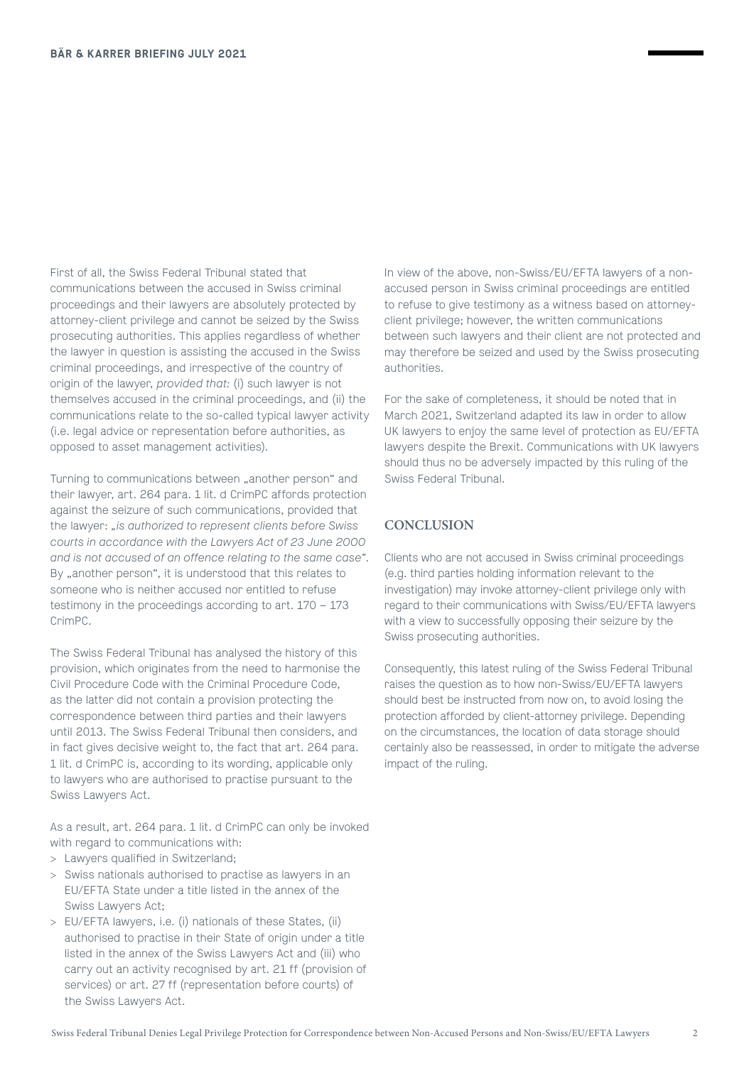First of all, the Swiss Federal Tribunal stated that communications between the accused in Swiss criminal proceedings and their lawyers are absolutely protected by attorney-client privilege and cannot be seized by the Swiss prosecuting authorities. This applies regardless of whether the lawyer in question is assisting the accused in the Swiss criminal proceedings, and irrespective of the country of origin of the lawyer, *provided that:* (i) such lawyer is not themselves accused in the criminal proceedings, and (ii) the communications relate to the so-called typical lawyer activity (i.e. legal advice or representation before authorities, as opposed to asset management activities).

Turning to communications between „another person" and their lawyer, art. 264 para. 1 lit. d CrimPC affords protection against the seizure of such communications, provided that the lawyer: *„is authorized to represent clients before Swiss courts in accordance with the Lawyers Act of 23 June 2000 and is not accused of an offence relating to the same case"*. By „another person", it is understood that this relates to someone who is neither accused nor entitled to refuse testimony in the proceedings according to art. 170 – 173 CrimPC.

The Swiss Federal Tribunal has analysed the history of this provision, which originates from the need to harmonise the Civil Procedure Code with the Criminal Procedure Code, as the latter did not contain a provision protecting the correspondence between third parties and their lawyers until 2013. The Swiss Federal Tribunal then considers, and in fact gives decisive weight to, the fact that art. 264 para. 1 lit. d CrimPC is, according to its wording, applicable only to lawyers who are authorised to practise pursuant to the Swiss Lawyers Act.

As a result, art. 264 para. 1 lit. d CrimPC can only be invoked with regard to communications with:

> Lawyers qualified in Switzerland;
> Swiss nationals authorised to practise as lawyers in an EU/EFTA State under a title listed in the annex of the Swiss Lawyers Act;
> EU/EFTA lawyers, i.e. (i) nationals of these States, (ii) authorised to practise in their State of origin under a title listed in the annex of the Swiss Lawyers Act and (iii) who carry out an activity recognised by art. 21 ff (provision of services) or art. 27 ff (representation before courts) of the Swiss Lawyers Act.

In view of the above, non-Swiss/EU/EFTA lawyers of a non-accused person in Swiss criminal proceedings are entitled to refuse to give testimony as a witness based on attorney-client privilege; however, the written communications between such lawyers and their client are not protected and may therefore be seized and used by the Swiss prosecuting authorities.

For the sake of completeness, it should be noted that in March 2021, Switzerland adapted its law in order to allow UK lawyers to enjoy the same level of protection as EU/EFTA lawyers despite the Brexit. Communications with UK lawyers should thus no be adversely impacted by this ruling of the Swiss Federal Tribunal.

## CONCLUSION

Clients who are not accused in Swiss criminal proceedings (e.g. third parties holding information relevant to the investigation) may invoke attorney-client privilege only with regard to their communications with Swiss/EU/EFTA lawyers with a view to successfully opposing their seizure by the Swiss prosecuting authorities.

Consequently, this latest ruling of the Swiss Federal Tribunal raises the question as to how non-Swiss/EU/EFTA lawyers should best be instructed from now on, to avoid losing the protection afforded by client-attorney privilege. Depending on the circumstances, the location of data storage should certainly also be reassessed, in order to mitigate the adverse impact of the ruling.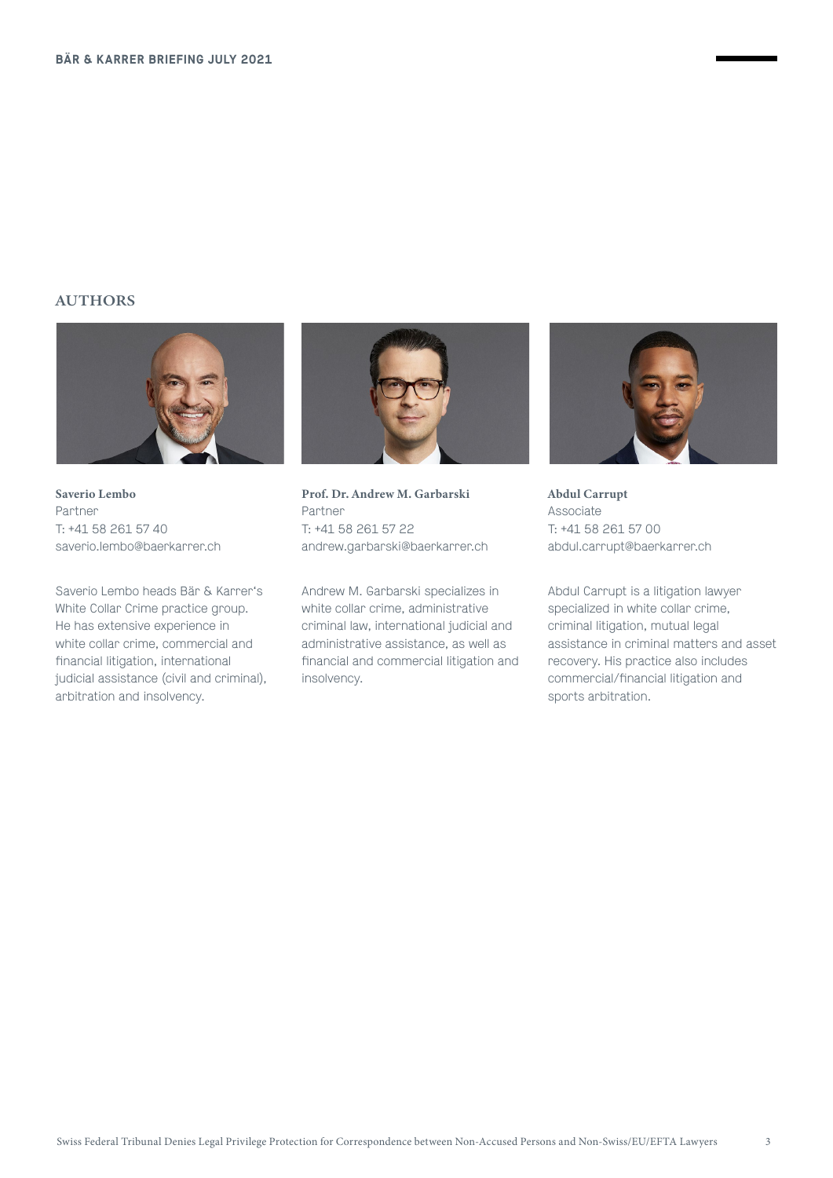## AUTHORS

**Saverio Lembo**
Partner
T: +41 58 261 57 40
saverio.lembo@baerkarrer.ch

Saverio Lembo heads Bär & Karrer's White Collar Crime practice group. He has extensive experience in white collar crime, commercial and financial litigation, international judicial assistance (civil and criminal), arbitration and insolvency.

**Prof. Dr. Andrew M. Garbarski**
Partner
T: +41 58 261 57 22
andrew.garbarski@baerkarrer.ch

Andrew M. Garbarski specializes in white collar crime, administrative criminal law, international judicial and administrative assistance, as well as financial and commercial litigation and insolvency.

**Abdul Carrupt**
Associate
T: +41 58 261 57 00
abdul.carrupt@baerkarrer.ch

Abdul Carrupt is a litigation lawyer specialized in white collar crime, criminal litigation, mutual legal assistance in criminal matters and asset recovery. His practice also includes commercial/financial litigation and sports arbitration.